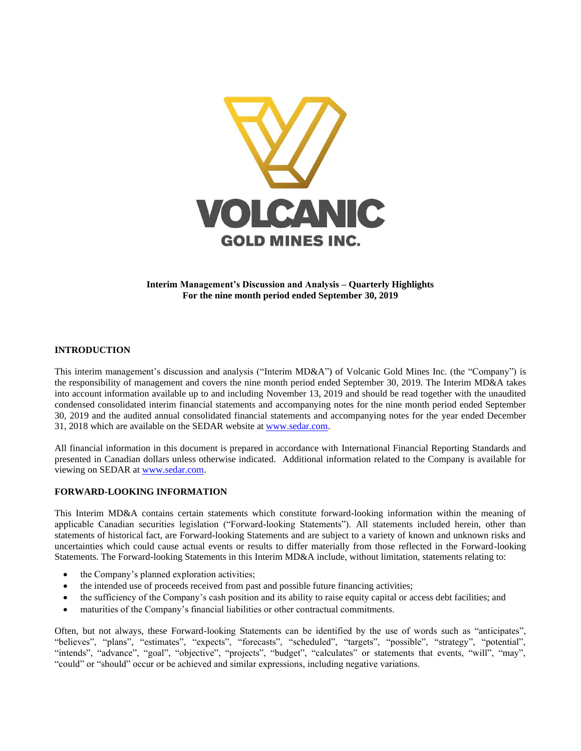**VOLCANIC GOLD MINES INC.**

**Interim Management's Discussion and Analysis – Quarterly Highlights**
**For the nine month period ended September 30, 2019**

## INTRODUCTION

This interim management's discussion and analysis ("Interim MD&A") of Volcanic Gold Mines Inc. (the "Company") is the responsibility of management and covers the nine month period ended September 30, 2019. The Interim MD&A takes into account information available up to and including November 13, 2019 and should be read together with the unaudited condensed consolidated interim financial statements and accompanying notes for the nine month period ended September 30, 2019 and the audited annual consolidated financial statements and accompanying notes for the year ended December 31, 2018 which are available on the SEDAR website at www.sedar.com.

All financial information in this document is prepared in accordance with International Financial Reporting Standards and presented in Canadian dollars unless otherwise indicated. Additional information related to the Company is available for viewing on SEDAR at www.sedar.com.

## FORWARD-LOOKING INFORMATION

This Interim MD&A contains certain statements which constitute forward-looking information within the meaning of applicable Canadian securities legislation ("Forward-looking Statements"). All statements included herein, other than statements of historical fact, are Forward-looking Statements and are subject to a variety of known and unknown risks and uncertainties which could cause actual events or results to differ materially from those reflected in the Forward-looking Statements. The Forward-looking Statements in this Interim MD&A include, without limitation, statements relating to:

- the Company's planned exploration activities;
- the intended use of proceeds received from past and possible future financing activities;
- the sufficiency of the Company's cash position and its ability to raise equity capital or access debt facilities; and
- maturities of the Company's financial liabilities or other contractual commitments.

Often, but not always, these Forward-looking Statements can be identified by the use of words such as "anticipates", "believes", "plans", "estimates", "expects", "forecasts", "scheduled", "targets", "possible", "strategy", "potential", "intends", "advance", "goal", "objective", "projects", "budget", "calculates" or statements that events, "will", "may", "could" or "should" occur or be achieved and similar expressions, including negative variations.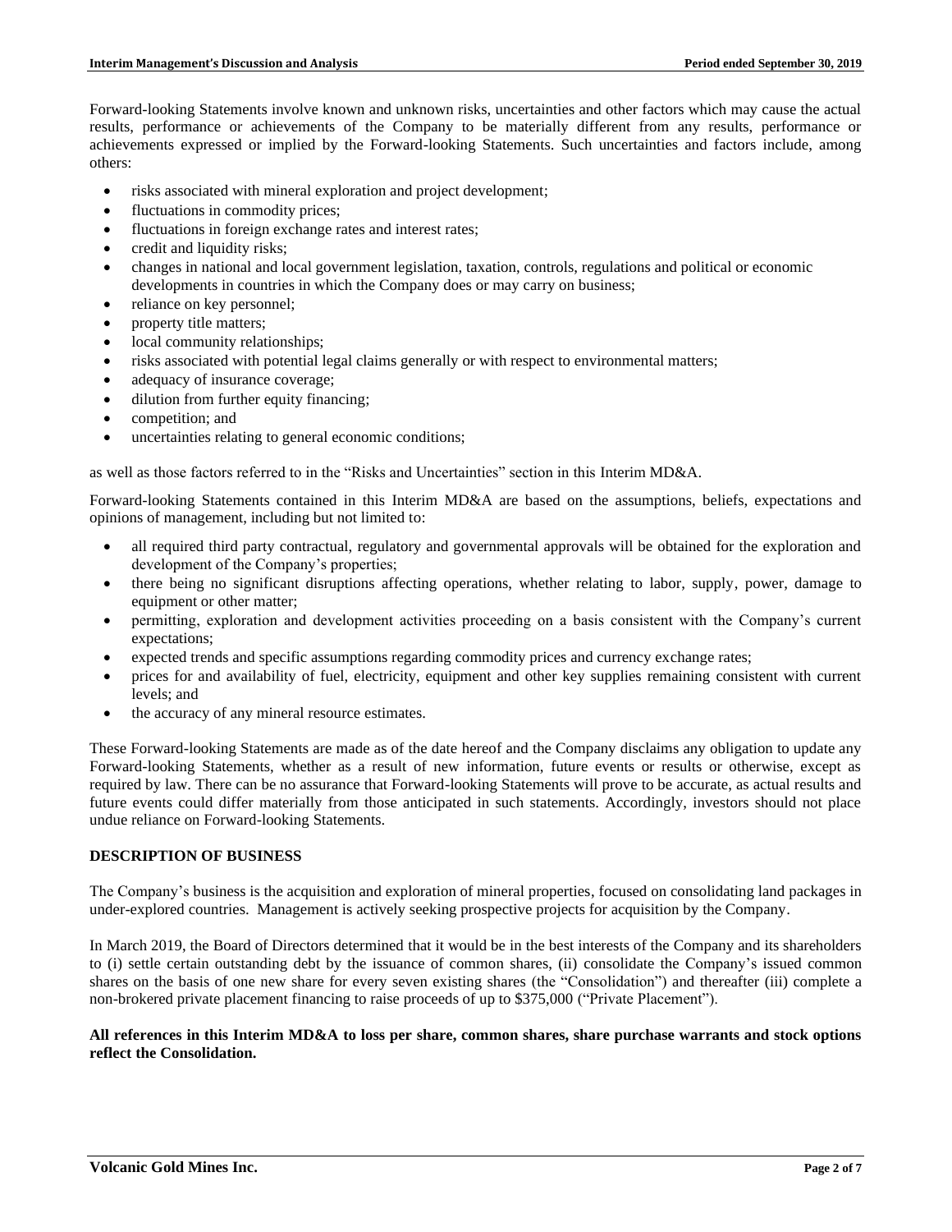Forward-looking Statements involve known and unknown risks, uncertainties and other factors which may cause the actual results, performance or achievements of the Company to be materially different from any results, performance or achievements expressed or implied by the Forward-looking Statements. Such uncertainties and factors include, among others:

- risks associated with mineral exploration and project development;
- fluctuations in commodity prices;
- fluctuations in foreign exchange rates and interest rates;
- credit and liquidity risks;
- changes in national and local government legislation, taxation, controls, regulations and political or economic developments in countries in which the Company does or may carry on business;
- reliance on key personnel;
- property title matters;
- local community relationships;
- risks associated with potential legal claims generally or with respect to environmental matters;
- adequacy of insurance coverage;
- dilution from further equity financing;
- competition; and
- uncertainties relating to general economic conditions;

as well as those factors referred to in the "Risks and Uncertainties" section in this Interim MD&A.

Forward-looking Statements contained in this Interim MD&A are based on the assumptions, beliefs, expectations and opinions of management, including but not limited to:

- all required third party contractual, regulatory and governmental approvals will be obtained for the exploration and development of the Company's properties;
- there being no significant disruptions affecting operations, whether relating to labor, supply, power, damage to equipment or other matter;
- permitting, exploration and development activities proceeding on a basis consistent with the Company's current expectations;
- expected trends and specific assumptions regarding commodity prices and currency exchange rates;
- prices for and availability of fuel, electricity, equipment and other key supplies remaining consistent with current levels; and
- the accuracy of any mineral resource estimates.

These Forward-looking Statements are made as of the date hereof and the Company disclaims any obligation to update any Forward-looking Statements, whether as a result of new information, future events or results or otherwise, except as required by law. There can be no assurance that Forward-looking Statements will prove to be accurate, as actual results and future events could differ materially from those anticipated in such statements. Accordingly, investors should not place undue reliance on Forward-looking Statements.

## DESCRIPTION OF BUSINESS

The Company's business is the acquisition and exploration of mineral properties, focused on consolidating land packages in under-explored countries. Management is actively seeking prospective projects for acquisition by the Company.

In March 2019, the Board of Directors determined that it would be in the best interests of the Company and its shareholders to (i) settle certain outstanding debt by the issuance of common shares, (ii) consolidate the Company's issued common shares on the basis of one new share for every seven existing shares (the "Consolidation") and thereafter (iii) complete a non-brokered private placement financing to raise proceeds of up to $375,000 ("Private Placement").

**All references in this Interim MD&A to loss per share, common shares, share purchase warrants and stock options reflect the Consolidation.**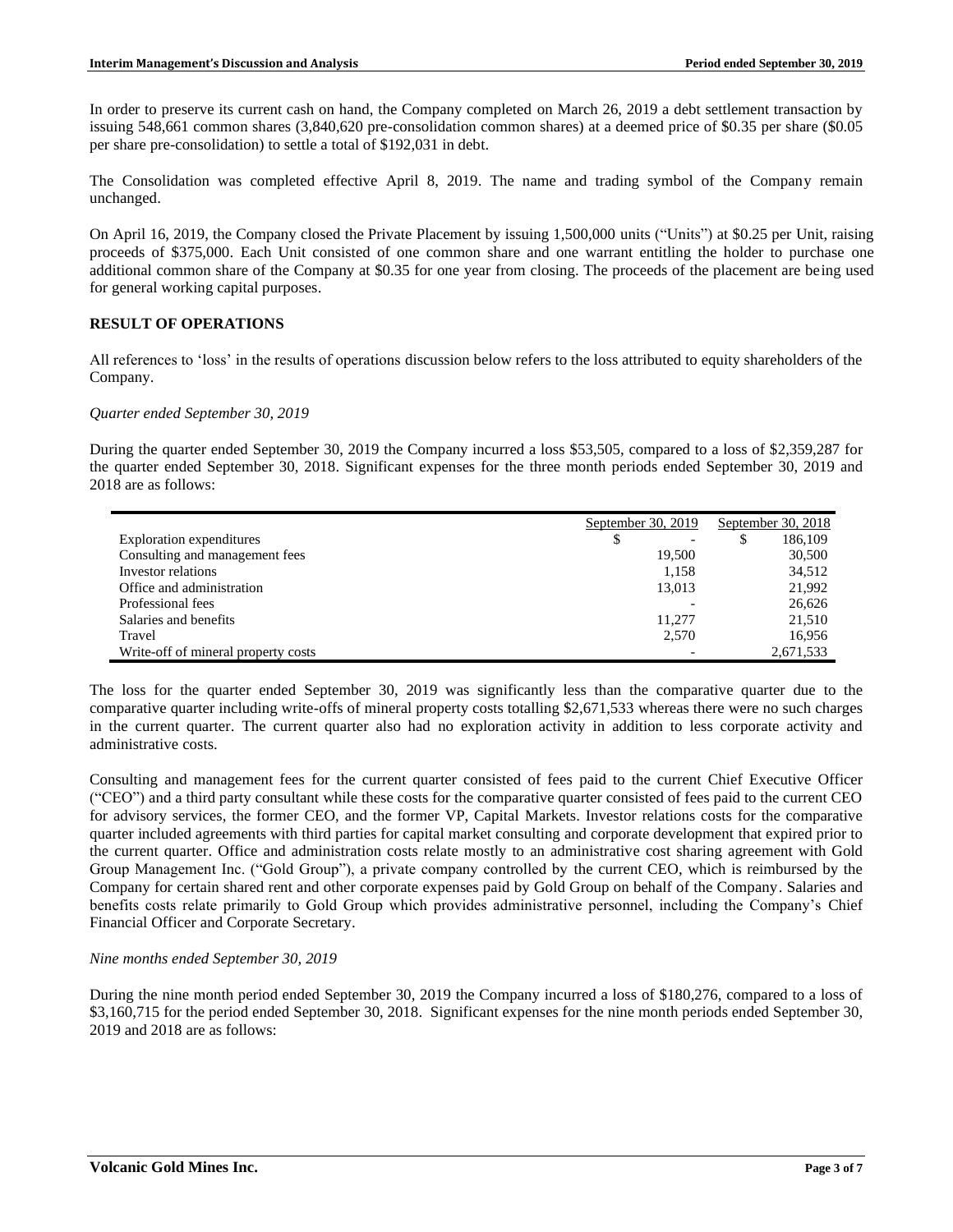In order to preserve its current cash on hand, the Company completed on March 26, 2019 a debt settlement transaction by issuing 548,661 common shares (3,840,620 pre-consolidation common shares) at a deemed price of $0.35 per share ($0.05 per share pre-consolidation) to settle a total of $192,031 in debt.

The Consolidation was completed effective April 8, 2019. The name and trading symbol of the Company remain unchanged.

On April 16, 2019, the Company closed the Private Placement by issuing 1,500,000 units ("Units") at $0.25 per Unit, raising proceeds of $375,000. Each Unit consisted of one common share and one warrant entitling the holder to purchase one additional common share of the Company at $0.35 for one year from closing. The proceeds of the placement are being used for general working capital purposes.

## RESULT OF OPERATIONS

All references to 'loss' in the results of operations discussion below refers to the loss attributed to equity shareholders of the Company.

*Quarter ended September 30, 2019*

During the quarter ended September 30, 2019 the Company incurred a loss $53,505, compared to a loss of $2,359,287 for the quarter ended September 30, 2018. Significant expenses for the three month periods ended September 30, 2019 and 2018 are as follows:

| | September 30, 2019 | September 30, 2018 |
|---|---|---|
| Exploration expenditures | $ - | $ 186,109 |
| Consulting and management fees | 19,500 | 30,500 |
| Investor relations | 1,158 | 34,512 |
| Office and administration | 13,013 | 21,992 |
| Professional fees | - | 26,626 |
| Salaries and benefits | 11,277 | 21,510 |
| Travel | 2,570 | 16,956 |
| Write-off of mineral property costs | - | 2,671,533 |

The loss for the quarter ended September 30, 2019 was significantly less than the comparative quarter due to the comparative quarter including write-offs of mineral property costs totalling $2,671,533 whereas there were no such charges in the current quarter. The current quarter also had no exploration activity in addition to less corporate activity and administrative costs.

Consulting and management fees for the current quarter consisted of fees paid to the current Chief Executive Officer ("CEO") and a third party consultant while these costs for the comparative quarter consisted of fees paid to the current CEO for advisory services, the former CEO, and the former VP, Capital Markets. Investor relations costs for the comparative quarter included agreements with third parties for capital market consulting and corporate development that expired prior to the current quarter. Office and administration costs relate mostly to an administrative cost sharing agreement with Gold Group Management Inc. ("Gold Group"), a private company controlled by the current CEO, which is reimbursed by the Company for certain shared rent and other corporate expenses paid by Gold Group on behalf of the Company. Salaries and benefits costs relate primarily to Gold Group which provides administrative personnel, including the Company's Chief Financial Officer and Corporate Secretary.

*Nine months ended September 30, 2019*

During the nine month period ended September 30, 2019 the Company incurred a loss of $180,276, compared to a loss of $3,160,715 for the period ended September 30, 2018. Significant expenses for the nine month periods ended September 30, 2019 and 2018 are as follows: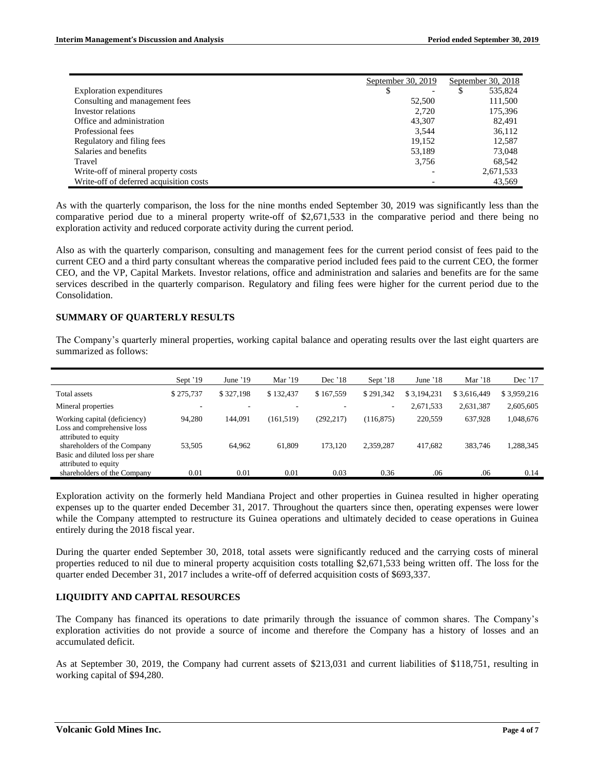| | September 30, 2019 | September 30, 2018 |
|---|---|---|
| Exploration expenditures | $ - | $ 535,824 |
| Consulting and management fees | 52,500 | 111,500 |
| Investor relations | 2,720 | 175,396 |
| Office and administration | 43,307 | 82,491 |
| Professional fees | 3,544 | 36,112 |
| Regulatory and filing fees | 19,152 | 12,587 |
| Salaries and benefits | 53,189 | 73,048 |
| Travel | 3,756 | 68,542 |
| Write-off of mineral property costs | - | 2,671,533 |
| Write-off of deferred acquisition costs | - | 43,569 |

As with the quarterly comparison, the loss for the nine months ended September 30, 2019 was significantly less than the comparative period due to a mineral property write-off of $2,671,533 in the comparative period and there being no exploration activity and reduced corporate activity during the current period.

Also as with the quarterly comparison, consulting and management fees for the current period consist of fees paid to the current CEO and a third party consultant whereas the comparative period included fees paid to the current CEO, the former CEO, and the VP, Capital Markets. Investor relations, office and administration and salaries and benefits are for the same services described in the quarterly comparison. Regulatory and filing fees were higher for the current period due to the Consolidation.

## SUMMARY OF QUARTERLY RESULTS

The Company's quarterly mineral properties, working capital balance and operating results over the last eight quarters are summarized as follows:

| | Sept '19 | June '19 | Mar '19 | Dec '18 | Sept '18 | June '18 | Mar '18 | Dec '17 |
|---|---|---|---|---|---|---|---|---|
| Total assets | $ 275,737 | $ 327,198 | $ 132,437 | $ 167,559 | $ 291,342 | $ 3,194,231 | $ 3,616,449 | $ 3,959,216 |
| Mineral properties | - | - | - | - | - | 2,671,533 | 2,631,387 | 2,605,605 |
| Working capital (deficiency) | 94,280 | 144,091 | (161,519) | (292,217) | (116,875) | 220,559 | 637,928 | 1,048,676 |
| Loss and comprehensive loss attributed to equity shareholders of the Company | 53,505 | 64,962 | 61,809 | 173,120 | 2,359,287 | 417,682 | 383,746 | 1,288,345 |
| Basic and diluted loss per share attributed to equity shareholders of the Company | 0.01 | 0.01 | 0.01 | 0.03 | 0.36 | .06 | .06 | 0.14 |

Exploration activity on the formerly held Mandiana Project and other properties in Guinea resulted in higher operating expenses up to the quarter ended December 31, 2017. Throughout the quarters since then, operating expenses were lower while the Company attempted to restructure its Guinea operations and ultimately decided to cease operations in Guinea entirely during the 2018 fiscal year.

During the quarter ended September 30, 2018, total assets were significantly reduced and the carrying costs of mineral properties reduced to nil due to mineral property acquisition costs totalling $2,671,533 being written off. The loss for the quarter ended December 31, 2017 includes a write-off of deferred acquisition costs of $693,337.

## LIQUIDITY AND CAPITAL RESOURCES

The Company has financed its operations to date primarily through the issuance of common shares. The Company's exploration activities do not provide a source of income and therefore the Company has a history of losses and an accumulated deficit.

As at September 30, 2019, the Company had current assets of $213,031 and current liabilities of $118,751, resulting in working capital of $94,280.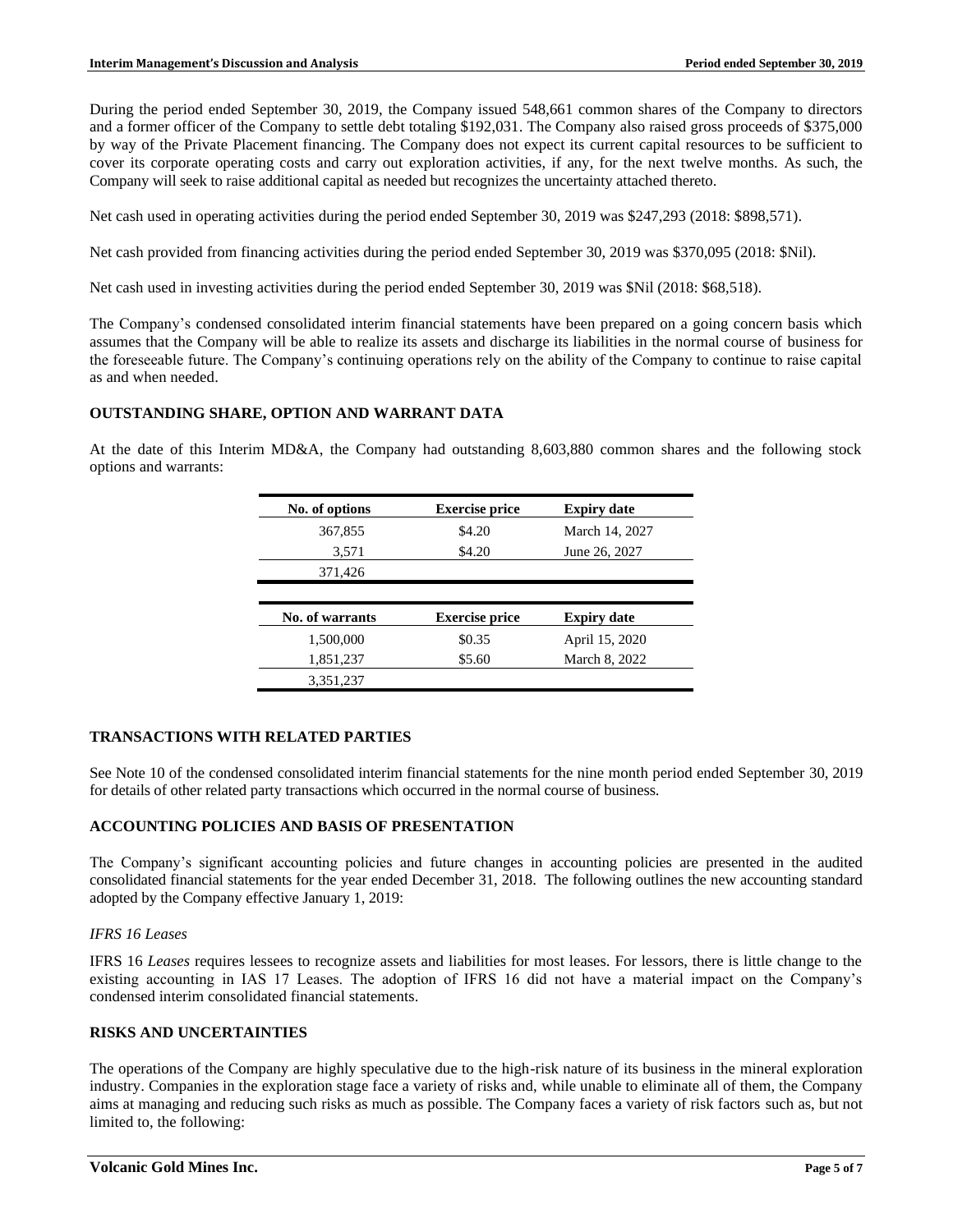During the period ended September 30, 2019, the Company issued 548,661 common shares of the Company to directors and a former officer of the Company to settle debt totaling $192,031. The Company also raised gross proceeds of $375,000 by way of the Private Placement financing. The Company does not expect its current capital resources to be sufficient to cover its corporate operating costs and carry out exploration activities, if any, for the next twelve months. As such, the Company will seek to raise additional capital as needed but recognizes the uncertainty attached thereto.

Net cash used in operating activities during the period ended September 30, 2019 was $247,293 (2018: $898,571).

Net cash provided from financing activities during the period ended September 30, 2019 was $370,095 (2018: $Nil).

Net cash used in investing activities during the period ended September 30, 2019 was $Nil (2018: $68,518).

The Company's condensed consolidated interim financial statements have been prepared on a going concern basis which assumes that the Company will be able to realize its assets and discharge its liabilities in the normal course of business for the foreseeable future. The Company's continuing operations rely on the ability of the Company to continue to raise capital as and when needed.

## OUTSTANDING SHARE, OPTION AND WARRANT DATA

At the date of this Interim MD&A, the Company had outstanding 8,603,880 common shares and the following stock options and warrants:

| No. of options | Exercise price | Expiry date |
|---|---|---|
| 367,855 | $4.20 | March 14, 2027 |
| 3,571 | $4.20 | June 26, 2027 |
| 371,426 | | |

| No. of warrants | Exercise price | Expiry date |
|---|---|---|
| 1,500,000 | $0.35 | April 15, 2020 |
| 1,851,237 | $5.60 | March 8, 2022 |
| 3,351,237 | | |

## TRANSACTIONS WITH RELATED PARTIES

See Note 10 of the condensed consolidated interim financial statements for the nine month period ended September 30, 2019 for details of other related party transactions which occurred in the normal course of business.

## ACCOUNTING POLICIES AND BASIS OF PRESENTATION

The Company's significant accounting policies and future changes in accounting policies are presented in the audited consolidated financial statements for the year ended December 31, 2018. The following outlines the new accounting standard adopted by the Company effective January 1, 2019:

*IFRS 16 Leases*

IFRS 16 *Leases* requires lessees to recognize assets and liabilities for most leases. For lessors, there is little change to the existing accounting in IAS 17 Leases. The adoption of IFRS 16 did not have a material impact on the Company's condensed interim consolidated financial statements.

## RISKS AND UNCERTAINTIES

The operations of the Company are highly speculative due to the high-risk nature of its business in the mineral exploration industry. Companies in the exploration stage face a variety of risks and, while unable to eliminate all of them, the Company aims at managing and reducing such risks as much as possible. The Company faces a variety of risk factors such as, but not limited to, the following: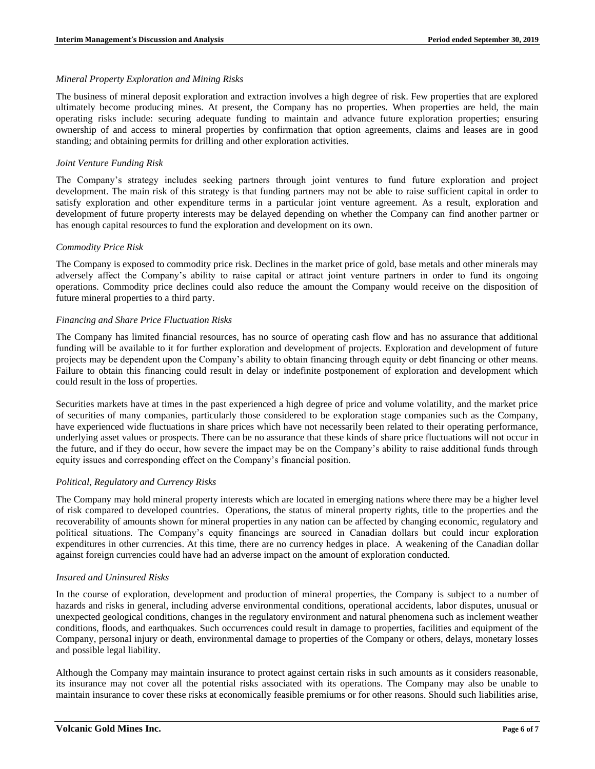*Mineral Property Exploration and Mining Risks*

The business of mineral deposit exploration and extraction involves a high degree of risk. Few properties that are explored ultimately become producing mines. At present, the Company has no properties. When properties are held, the main operating risks include: securing adequate funding to maintain and advance future exploration properties; ensuring ownership of and access to mineral properties by confirmation that option agreements, claims and leases are in good standing; and obtaining permits for drilling and other exploration activities.

*Joint Venture Funding Risk*

The Company's strategy includes seeking partners through joint ventures to fund future exploration and project development. The main risk of this strategy is that funding partners may not be able to raise sufficient capital in order to satisfy exploration and other expenditure terms in a particular joint venture agreement. As a result, exploration and development of future property interests may be delayed depending on whether the Company can find another partner or has enough capital resources to fund the exploration and development on its own.

*Commodity Price Risk*

The Company is exposed to commodity price risk. Declines in the market price of gold, base metals and other minerals may adversely affect the Company's ability to raise capital or attract joint venture partners in order to fund its ongoing operations. Commodity price declines could also reduce the amount the Company would receive on the disposition of future mineral properties to a third party.

*Financing and Share Price Fluctuation Risks*

The Company has limited financial resources, has no source of operating cash flow and has no assurance that additional funding will be available to it for further exploration and development of projects. Exploration and development of future projects may be dependent upon the Company's ability to obtain financing through equity or debt financing or other means. Failure to obtain this financing could result in delay or indefinite postponement of exploration and development which could result in the loss of properties.

Securities markets have at times in the past experienced a high degree of price and volume volatility, and the market price of securities of many companies, particularly those considered to be exploration stage companies such as the Company, have experienced wide fluctuations in share prices which have not necessarily been related to their operating performance, underlying asset values or prospects. There can be no assurance that these kinds of share price fluctuations will not occur in the future, and if they do occur, how severe the impact may be on the Company's ability to raise additional funds through equity issues and corresponding effect on the Company's financial position.

*Political, Regulatory and Currency Risks*

The Company may hold mineral property interests which are located in emerging nations where there may be a higher level of risk compared to developed countries. Operations, the status of mineral property rights, title to the properties and the recoverability of amounts shown for mineral properties in any nation can be affected by changing economic, regulatory and political situations. The Company's equity financings are sourced in Canadian dollars but could incur exploration expenditures in other currencies. At this time, there are no currency hedges in place. A weakening of the Canadian dollar against foreign currencies could have had an adverse impact on the amount of exploration conducted.

*Insured and Uninsured Risks*

In the course of exploration, development and production of mineral properties, the Company is subject to a number of hazards and risks in general, including adverse environmental conditions, operational accidents, labor disputes, unusual or unexpected geological conditions, changes in the regulatory environment and natural phenomena such as inclement weather conditions, floods, and earthquakes. Such occurrences could result in damage to properties, facilities and equipment of the Company, personal injury or death, environmental damage to properties of the Company or others, delays, monetary losses and possible legal liability.

Although the Company may maintain insurance to protect against certain risks in such amounts as it considers reasonable, its insurance may not cover all the potential risks associated with its operations. The Company may also be unable to maintain insurance to cover these risks at economically feasible premiums or for other reasons. Should such liabilities arise,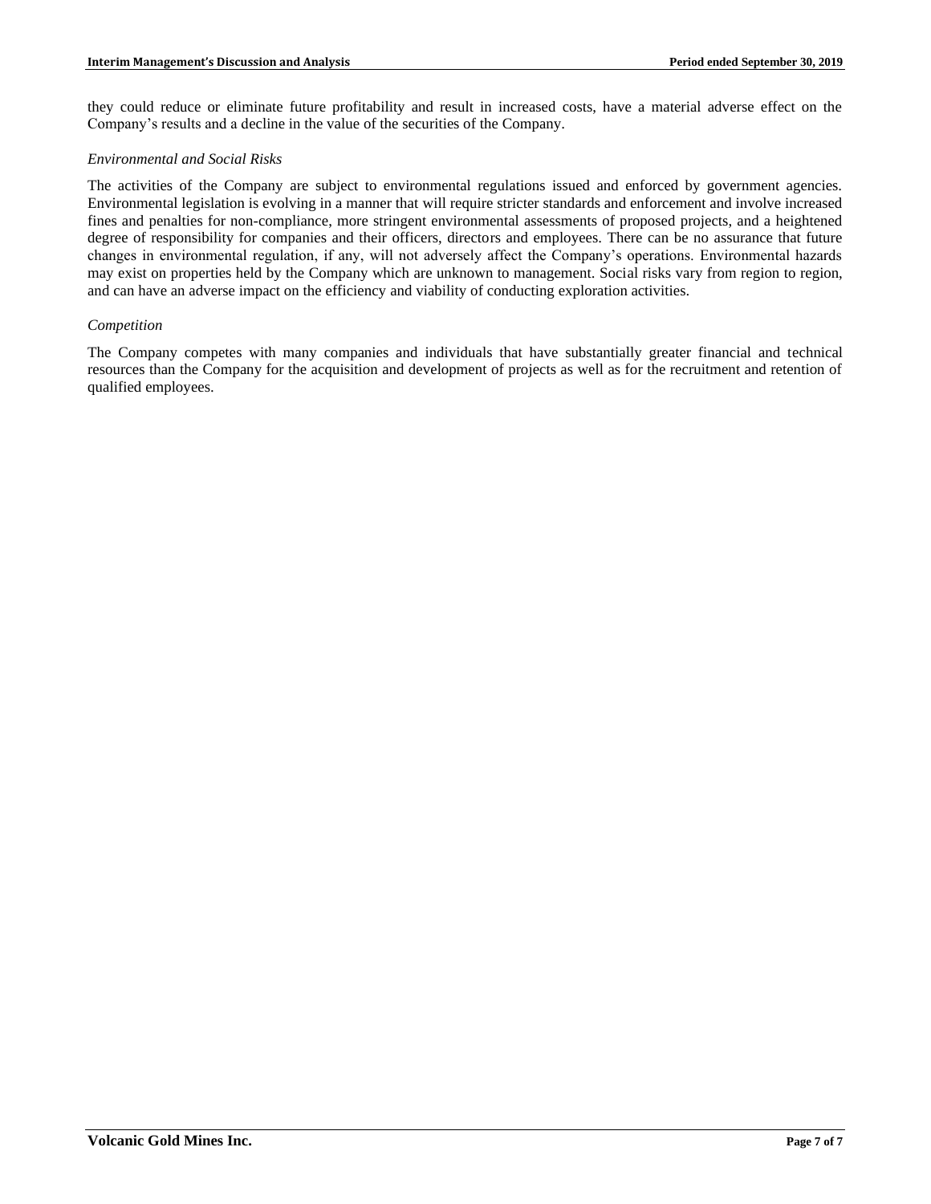they could reduce or eliminate future profitability and result in increased costs, have a material adverse effect on the Company's results and a decline in the value of the securities of the Company.

*Environmental and Social Risks*

The activities of the Company are subject to environmental regulations issued and enforced by government agencies. Environmental legislation is evolving in a manner that will require stricter standards and enforcement and involve increased fines and penalties for non-compliance, more stringent environmental assessments of proposed projects, and a heightened degree of responsibility for companies and their officers, directors and employees. There can be no assurance that future changes in environmental regulation, if any, will not adversely affect the Company's operations. Environmental hazards may exist on properties held by the Company which are unknown to management. Social risks vary from region to region, and can have an adverse impact on the efficiency and viability of conducting exploration activities.

*Competition*

The Company competes with many companies and individuals that have substantially greater financial and technical resources than the Company for the acquisition and development of projects as well as for the recruitment and retention of qualified employees.